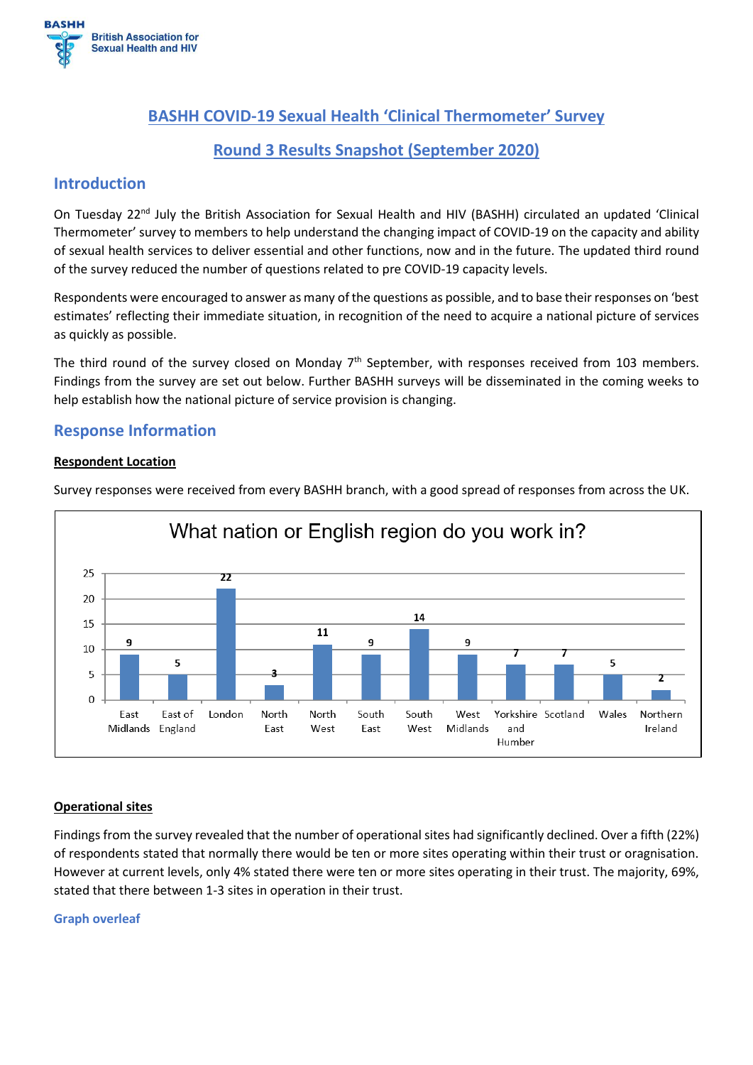BASHH British Association for Sexual Health and HIV

# BASHH COVID-19 Sexual Health 'Clinical Thermometer' Survey

## Round 3 Results Snapshot (September 2020)

## Introduction

On Tuesday 22nd July the British Association for Sexual Health and HIV (BASHH) circulated an updated 'Clinical Thermometer' survey to members to help understand the changing impact of COVID-19 on the capacity and ability of sexual health services to deliver essential and other functions, now and in the future. The updated third round of the survey reduced the number of questions related to pre COVID-19 capacity levels.

Respondents were encouraged to answer as many of the questions as possible, and to base their responses on 'best estimates' reflecting their immediate situation, in recognition of the need to acquire a national picture of services as quickly as possible.

The third round of the survey closed on Monday 7th September, with responses received from 103 members. Findings from the survey are set out below. Further BASHH surveys will be disseminated in the coming weeks to help establish how the national picture of service provision is changing.

## Response Information

**Respondent Location**

Survey responses were received from every BASHH branch, with a good spread of responses from across the UK.

**What nation or English region do you work in?**

| Nation / Region | Responses |
|---|---|
| East Midlands | 9 |
| East of England | 5 |
| London | 22 |
| North East | 3 |
| North West | 11 |
| South East | 9 |
| South West | 14 |
| West Midlands | 9 |
| Yorkshire and Humber | 7 |
| Scotland | 7 |
| Wales | 5 |
| Northern Ireland | 2 |

**Operational sites**

Findings from the survey revealed that the number of operational sites had significantly declined. Over a fifth (22%) of respondents stated that normally there would be ten or more sites operating within their trust or oragnisation. However at current levels, only 4% stated there were ten or more sites operating in their trust. The majority, 69%, stated that there between 1-3 sites in operation in their trust.

**Graph overleaf**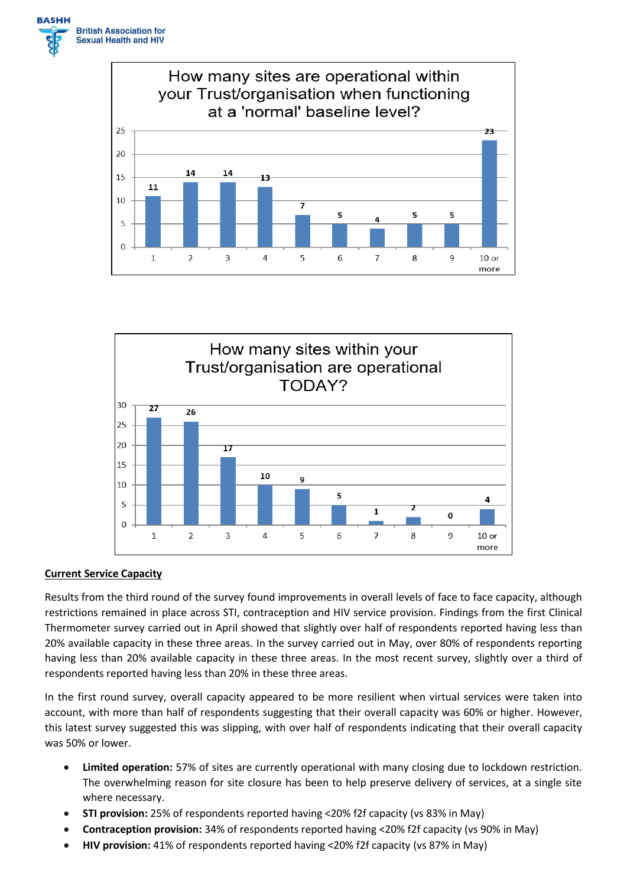How many sites are operational within your Trust/organisation when functioning at a 'normal' baseline level?

| Sites | 1 | 2 | 3 | 4 | 5 | 6 | 7 | 8 | 9 | 10 or more |
|---|---|---|---|---|---|---|---|---|---|---|
| Responses | 11 | 14 | 14 | 13 | 7 | 5 | 4 | 5 | 5 | 23 |

How many sites within your Trust/organisation are operational TODAY?

| Sites | 1 | 2 | 3 | 4 | 5 | 6 | 7 | 8 | 9 | 10 or more |
|---|---|---|---|---|---|---|---|---|---|---|
| Responses | 27 | 26 | 17 | 10 | 9 | 5 | 1 | 2 | 0 | 4 |

**Current Service Capacity**

Results from the third round of the survey found improvements in overall levels of face to face capacity, although restrictions remained in place across STI, contraception and HIV service provision. Findings from the first Clinical Thermometer survey carried out in April showed that slightly over half of respondents reported having less than 20% available capacity in these three areas. In the survey carried out in May, over 80% of respondents reporting having less than 20% available capacity in these three areas. In the most recent survey, slightly over a third of respondents reported having less than 20% in these three areas.

In the first round survey, overall capacity appeared to be more resilient when virtual services were taken into account, with more than half of respondents suggesting that their overall capacity was 60% or higher. However, this latest survey suggested this was slipping, with over half of respondents indicating that their overall capacity was 50% or lower.

- **Limited operation:** 57% of sites are currently operational with many closing due to lockdown restriction. The overwhelming reason for site closure has been to help preserve delivery of services, at a single site where necessary.
- **STI provision:** 25% of respondents reported having <20% f2f capacity (vs 83% in May)
- **Contraception provision:** 34% of respondents reported having <20% f2f capacity (vs 90% in May)
- **HIV provision:** 41% of respondents reported having <20% f2f capacity (vs 87% in May)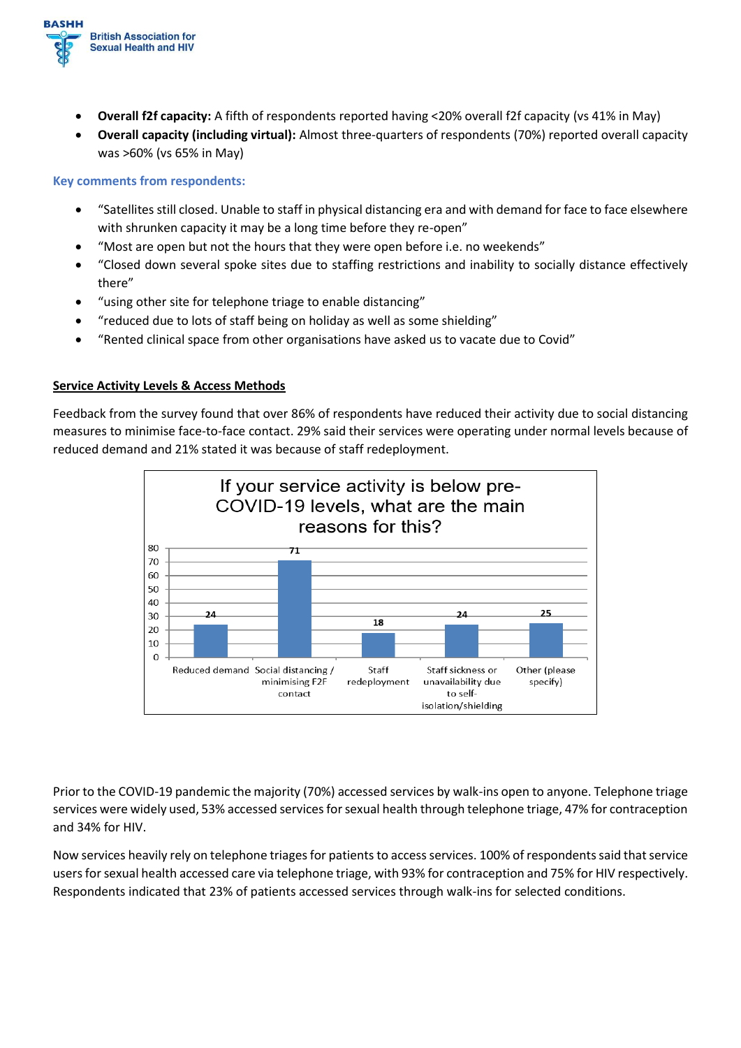- **Overall f2f capacity:** A fifth of respondents reported having <20% overall f2f capacity (vs 41% in May)
- **Overall capacity (including virtual):** Almost three-quarters of respondents (70%) reported overall capacity was >60% (vs 65% in May)

### Key comments from respondents:

- "Satellites still closed. Unable to staff in physical distancing era and with demand for face to face elsewhere with shrunken capacity it may be a long time before they re-open"
- "Most are open but not the hours that they were open before i.e. no weekends"
- "Closed down several spoke sites due to staffing restrictions and inability to socially distance effectively there"
- "using other site for telephone triage to enable distancing"
- "reduced due to lots of staff being on holiday as well as some shielding"
- "Rented clinical space from other organisations have asked us to vacate due to Covid"

### Service Activity Levels & Access Methods

Feedback from the survey found that over 86% of respondents have reduced their activity due to social distancing measures to minimise face-to-face contact. 29% said their services were operating under normal levels because of reduced demand and 21% stated it was because of staff redeployment.

**If your service activity is below pre-COVID-19 levels, what are the main reasons for this?**

| Reason | Count |
|---|---|
| Reduced demand | 24 |
| Social distancing / minimising F2F contact | 71 |
| Staff redeployment | 18 |
| Staff sickness or unavailability due to self-isolation/shielding | 24 |
| Other (please specify) | 25 |

Prior to the COVID-19 pandemic the majority (70%) accessed services by walk-ins open to anyone. Telephone triage services were widely used, 53% accessed services for sexual health through telephone triage, 47% for contraception and 34% for HIV.

Now services heavily rely on telephone triages for patients to access services. 100% of respondents said that service users for sexual health accessed care via telephone triage, with 93% for contraception and 75% for HIV respectively. Respondents indicated that 23% of patients accessed services through walk-ins for selected conditions.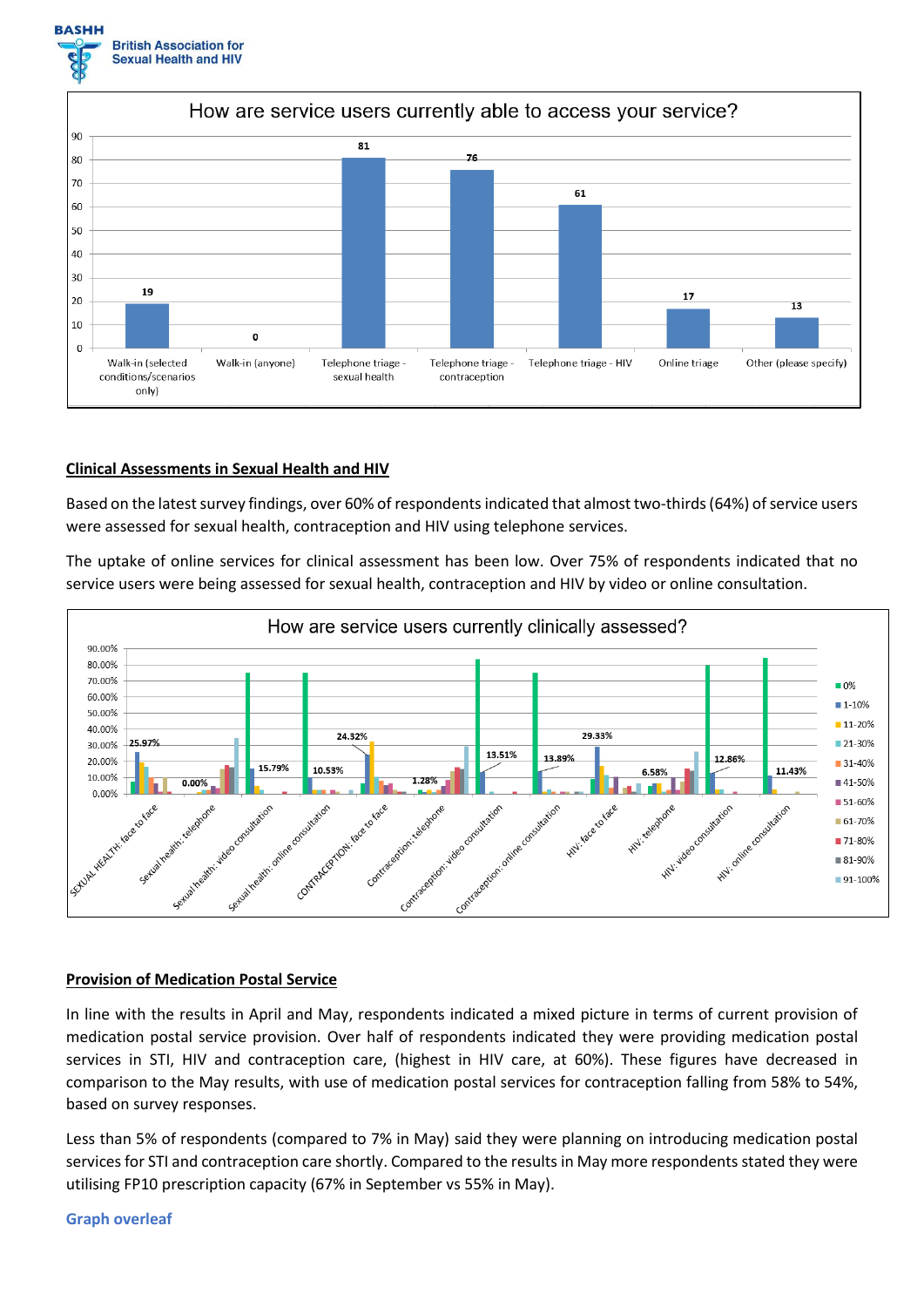### How are service users currently able to access your service?

| Access method | Responses |
| --- | --- |
| Walk-in (selected conditions/scenarios only) | 19 |
| Walk-in (anyone) | 0 |
| Telephone triage - sexual health | 81 |
| Telephone triage - contraception | 76 |
| Telephone triage - HIV | 61 |
| Online triage | 17 |
| Other (please specify) | 13 |

## Clinical Assessments in Sexual Health and HIV

Based on the latest survey findings, over 60% of respondents indicated that almost two-thirds (64%) of service users were assessed for sexual health, contraception and HIV using telephone services.

The uptake of online services for clinical assessment has been low. Over 75% of respondents indicated that no service users were being assessed for sexual health, contraception and HIV by video or online consultation.

### How are service users currently clinically assessed?

| Category | Labelled value (1-10%) |
| --- | --- |
| SEXUAL HEALTH: face to face | 25.97% |
| Sexual health: telephone | 0.00% |
| Sexual health: video consultation | 15.79% |
| Sexual health: online consultation | 10.53% |
| CONTRACEPTION: face to face | 24.32% |
| Contraception: telephone | 1.28% |
| Contraception: video consultation | 13.51% |
| Contraception: online consultation | 13.89% |
| HIV: face to face | 29.33% |
| HIV: telephone | 6.58% |
| HIV: video consultation | 12.86% |
| HIV: online consultation | 11.43% |

Legend: 0%, 1-10%, 11-20%, 21-30%, 31-40%, 41-50%, 51-60%, 61-70%, 71-80%, 81-90%, 91-100%

## Provision of Medication Postal Service

In line with the results in April and May, respondents indicated a mixed picture in terms of current provision of medication postal service provision. Over half of respondents indicated they were providing medication postal services in STI, HIV and contraception care, (highest in HIV care, at 60%). These figures have decreased in comparison to the May results, with use of medication postal services for contraception falling from 58% to 54%, based on survey responses.

Less than 5% of respondents (compared to 7% in May) said they were planning on introducing medication postal services for STI and contraception care shortly. Compared to the results in May more respondents stated they were utilising FP10 prescription capacity (67% in September vs 55% in May).

**Graph overleaf**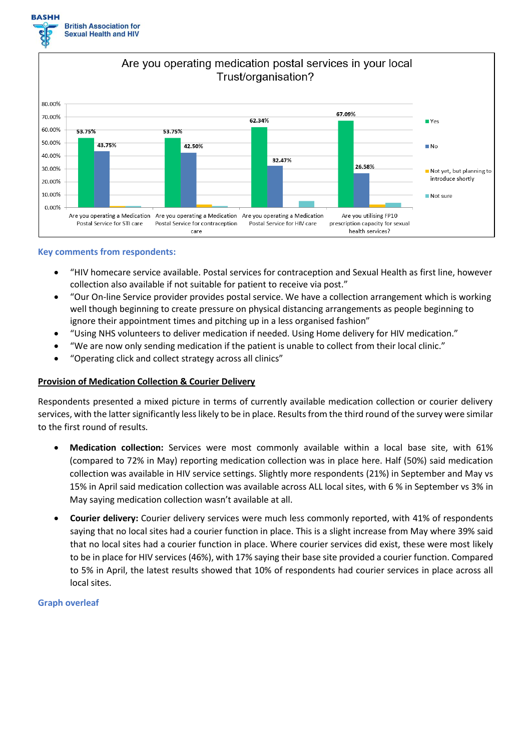## Are you operating medication postal services in your local Trust/organisation?

| | Yes | No | Not yet, but planning to introduce shortly | Not sure |
|---|---|---|---|---|
| Are you operating a Medication Postal Service for STI care | 53.75% | 43.75% | | |
| Are you operating a Medication Postal Service for contraception care | 53.75% | 42.50% | | |
| Are you operating a Medication Postal Service for HIV care | 62.34% | 32.47% | | |
| Are you utilising FP10 prescription capacity for sexual health services? | 67.09% | 26.58% | | |

**Key comments from respondents:**

- "HIV homecare service available. Postal services for contraception and Sexual Health as first line, however collection also available if not suitable for patient to receive via post."
- "Our On-line Service provider provides postal service. We have a collection arrangement which is working well though beginning to create pressure on physical distancing arrangements as people beginning to ignore their appointment times and pitching up in a less organised fashion"
- "Using NHS volunteers to deliver medication if needed. Using Home delivery for HIV medication."
- "We are now only sending medication if the patient is unable to collect from their local clinic."
- "Operating click and collect strategy across all clinics"

## Provision of Medication Collection & Courier Delivery

Respondents presented a mixed picture in terms of currently available medication collection or courier delivery services, with the latter significantly less likely to be in place. Results from the third round of the survey were similar to the first round of results.

- **Medication collection:** Services were most commonly available within a local base site, with 61% (compared to 72% in May) reporting medication collection was in place here. Half (50%) said medication collection was available in HIV service settings. Slightly more respondents (21%) in September and May vs 15% in April said medication collection was available across ALL local sites, with 6 % in September vs 3% in May saying medication collection wasn't available at all.
- **Courier delivery:** Courier delivery services were much less commonly reported, with 41% of respondents saying that no local sites had a courier function in place. This is a slight increase from May where 39% said that no local sites had a courier function in place. Where courier services did exist, these were most likely to be in place for HIV services (46%), with 17% saying their base site provided a courier function. Compared to 5% in April, the latest results showed that 10% of respondents had courier services in place across all local sites.

**Graph overleaf**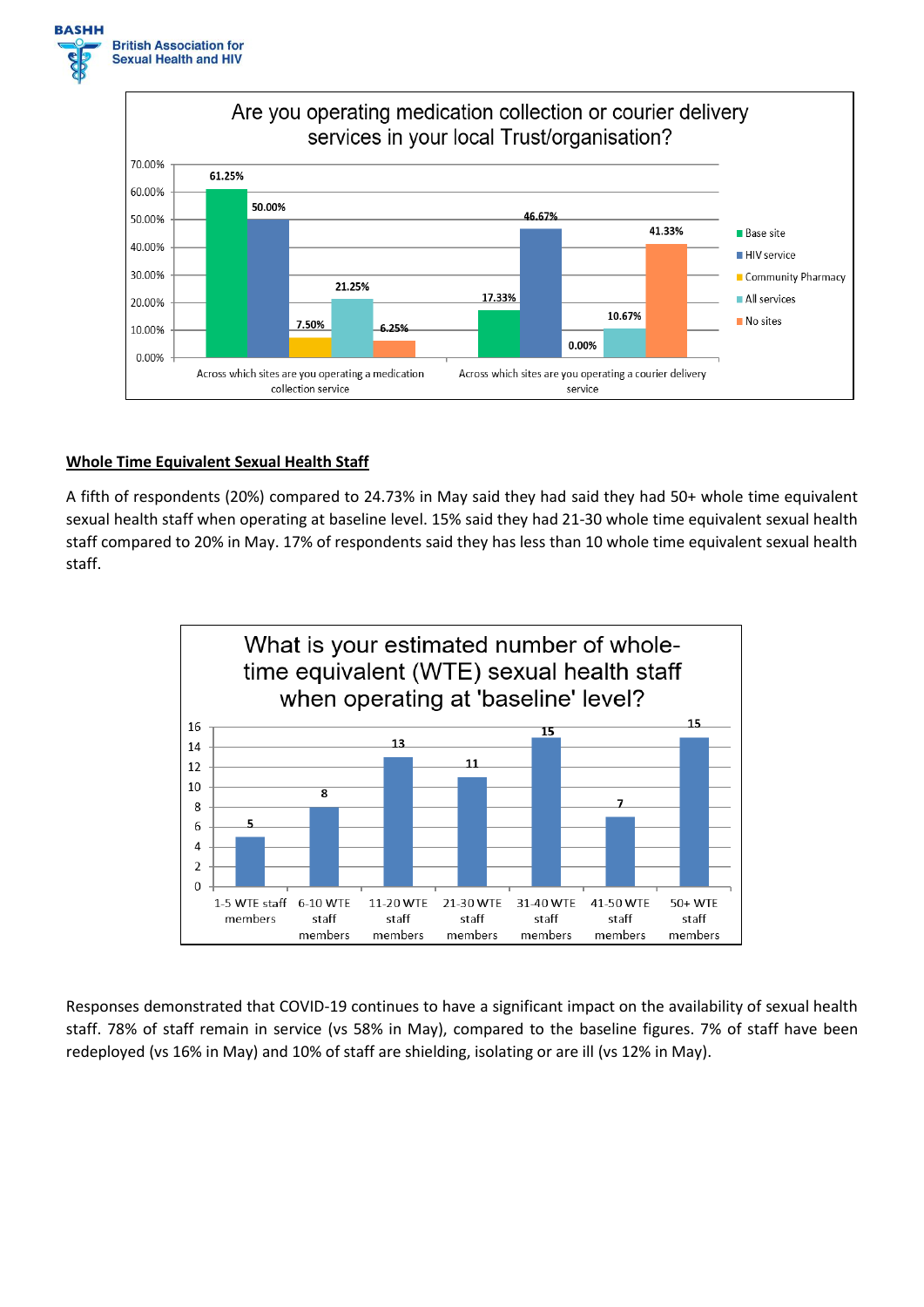Are you operating medication collection or courier delivery services in your local Trust/organisation?

| | Base site | HIV service | Community Pharmacy | All services | No sites |
|---|---|---|---|---|---|
| Across which sites are you operating a medication collection service | 61.25% | 50.00% | 7.50% | 21.25% | 6.25% |
| Across which sites are you operating a courier delivery service | 17.33% | 46.67% | 0.00% | 10.67% | 41.33% |

## Whole Time Equivalent Sexual Health Staff

A fifth of respondents (20%) compared to 24.73% in May said they had said they had 50+ whole time equivalent sexual health staff when operating at baseline level. 15% said they had 21-30 whole time equivalent sexual health staff compared to 20% in May. 17% of respondents said they has less than 10 whole time equivalent sexual health staff.

What is your estimated number of whole-time equivalent (WTE) sexual health staff when operating at 'baseline' level?

| WTE staff members | Responses |
|---|---|
| 1-5 WTE staff members | 5 |
| 6-10 WTE staff members | 8 |
| 11-20 WTE staff members | 13 |
| 21-30 WTE staff members | 11 |
| 31-40 WTE staff members | 15 |
| 41-50 WTE staff members | 7 |
| 50+ WTE staff members | 15 |

Responses demonstrated that COVID-19 continues to have a significant impact on the availability of sexual health staff. 78% of staff remain in service (vs 58% in May), compared to the baseline figures. 7% of staff have been redeployed (vs 16% in May) and 10% of staff are shielding, isolating or are ill (vs 12% in May).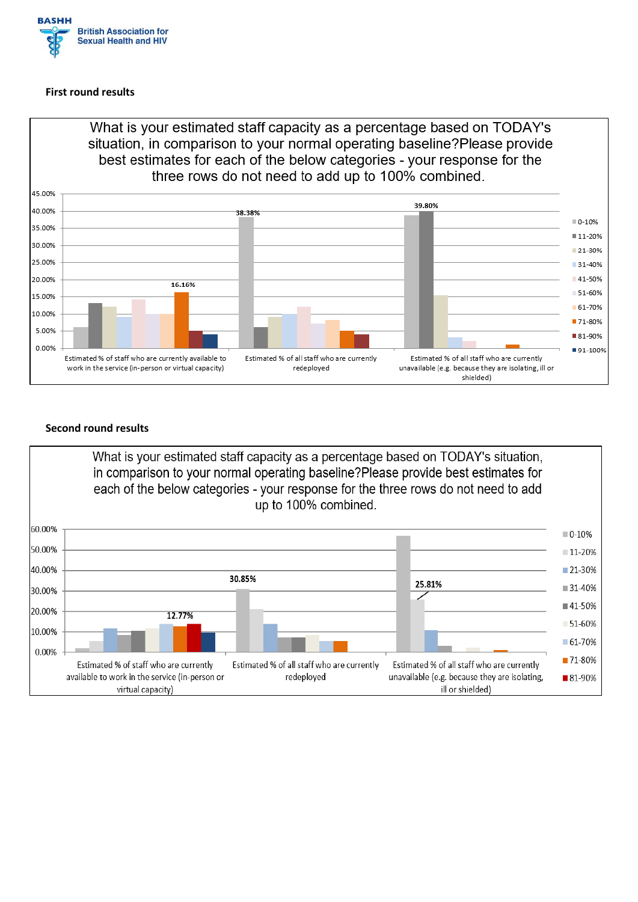**First round results**

What is your estimated staff capacity as a percentage based on TODAY's situation, in comparison to your normal operating baseline?Please provide best estimates for each of the below categories - your response for the three rows do not need to add up to 100% combined.

45.00%
40.00%
35.00%
30.00%
25.00%
20.00%
15.00%
10.00%
5.00%
0.00%

16.16%

38.38%

39.80%

Estimated % of staff who are currently available to work in the service (in-person or virtual capacity)

Estimated % of all staff who are currently redeployed

Estimated % of all staff who are currently unavailable (e.g. because they are isolating, ill or shielded)

0-10%
11-20%
21-30%
31-40%
41-50%
51-60%
61-70%
71-80%
81-90%
91-100%

**Second round results**

What is your estimated staff capacity as a percentage based on TODAY's situation, in comparison to your normal operating baseline?Please provide best estimates for each of the below categories - your response for the three rows do not need to add up to 100% combined.

60.00%
50.00%
40.00%
30.00%
20.00%
10.00%
0.00%

12.77%

30.85%

25.81%

Estimated % of staff who are currently available to work in the service (in-person or virtual capacity)

Estimated % of all staff who are currently redeployed

Estimated % of all staff who are currently unavailable (e.g. because they are isolating, ill or shielded)

0-10%
11-20%
21-30%
31-40%
41-50%
51-60%
61-70%
71-80%
81-90%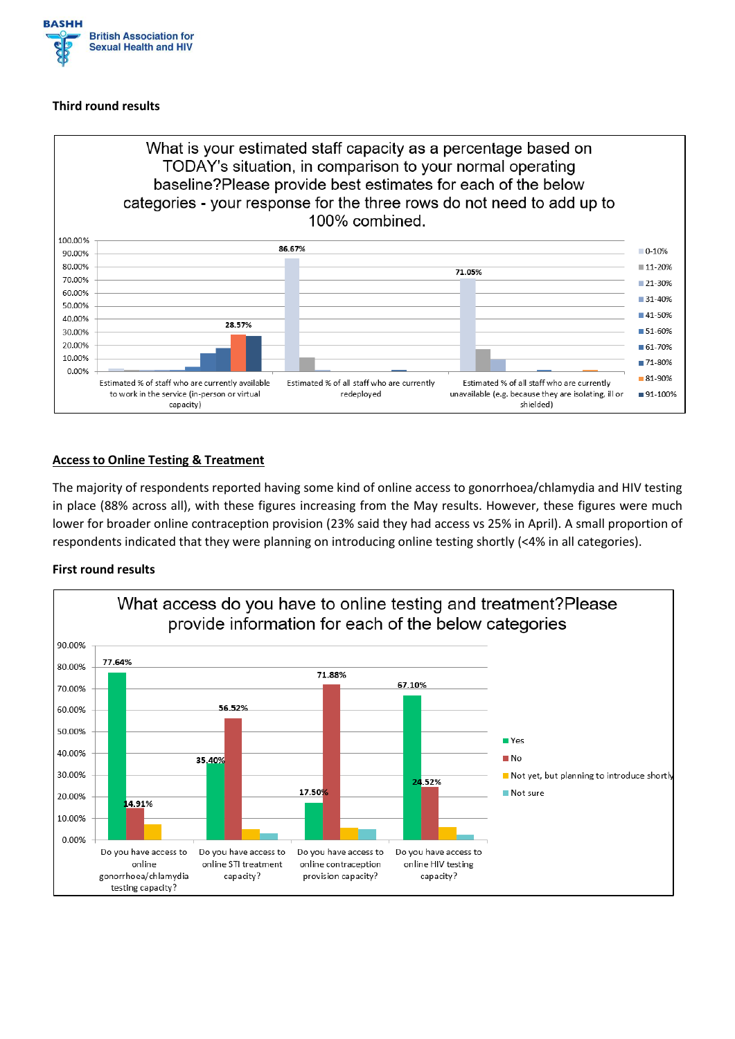**Third round results**

What is your estimated staff capacity as a percentage based on TODAY's situation, in comparison to your normal operating baseline?Please provide best estimates for each of the below categories - your response for the three rows do not need to add up to 100% combined.

## Access to Online Testing & Treatment

The majority of respondents reported having some kind of online access to gonorrhoea/chlamydia and HIV testing in place (88% across all), with these figures increasing from the May results. However, these figures were much lower for broader online contraception provision (23% said they had access vs 25% in April). A small proportion of respondents indicated that they were planning on introducing online testing shortly (<4% in all categories).

**First round results**

What access do you have to online testing and treatment?Please provide information for each of the below categories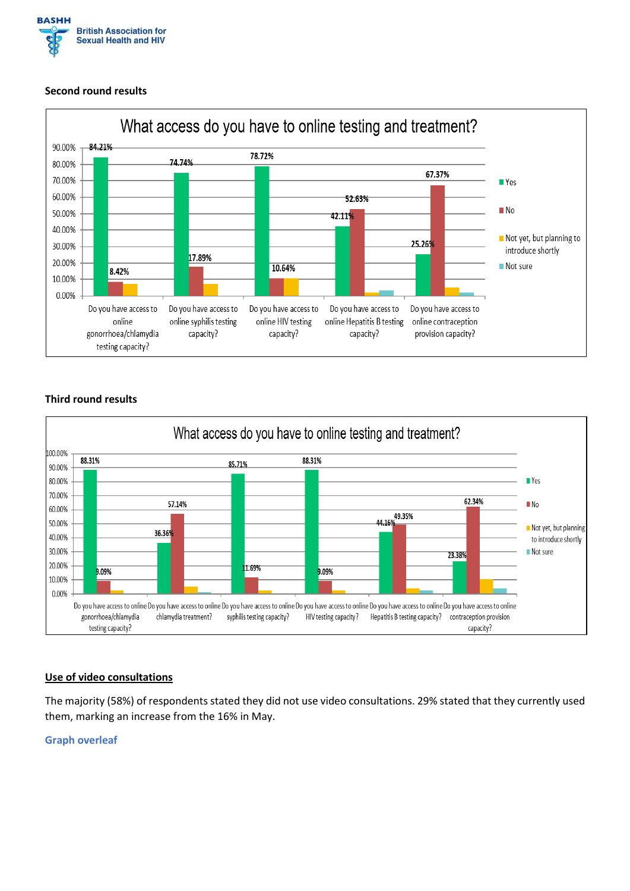**Second round results**

**What access do you have to online testing and treatment?**

| | Yes | No | Not yet, but planning to introduce shortly | Not sure |
|---|---|---|---|---|
| Do you have access to online gonorrhoea/chlamydia testing capacity? | 84.21% | 8.42% | | |
| Do you have access to online syphilis testing capacity? | 74.74% | 17.89% | | |
| Do you have access to online HIV testing capacity? | 78.72% | 10.64% | | |
| Do you have access to online Hepatitis B testing capacity? | 42.11% | 52.63% | | |
| Do you have access to online contraception provision capacity? | 25.26% | 67.37% | | |

**Third round results**

**What access do you have to online testing and treatment?**

| | Yes | No | Not yet, but planning to introduce shortly | Not sure |
|---|---|---|---|---|
| Do you have access to online gonorrhoea/chlamydia testing capacity? | 88.31% | 9.09% | | |
| Do you have access to online chlamydia treatment? | 36.36% | 57.14% | | |
| Do you have access to online syphilis testing capacity? | 85.71% | 11.69% | | |
| Do you have access to online HIV testing capacity? | 88.31% | 9.09% | | |
| Do you have access to online Hepatitis B testing capacity? | 44.16% | 49.35% | | |
| Do you have access to online contraception provision capacity? | 23.38% | 62.34% | | |

## Use of video consultations

The majority (58%) of respondents stated they did not use video consultations. 29% stated that they currently used them, marking an increase from the 16% in May.

**Graph overleaf**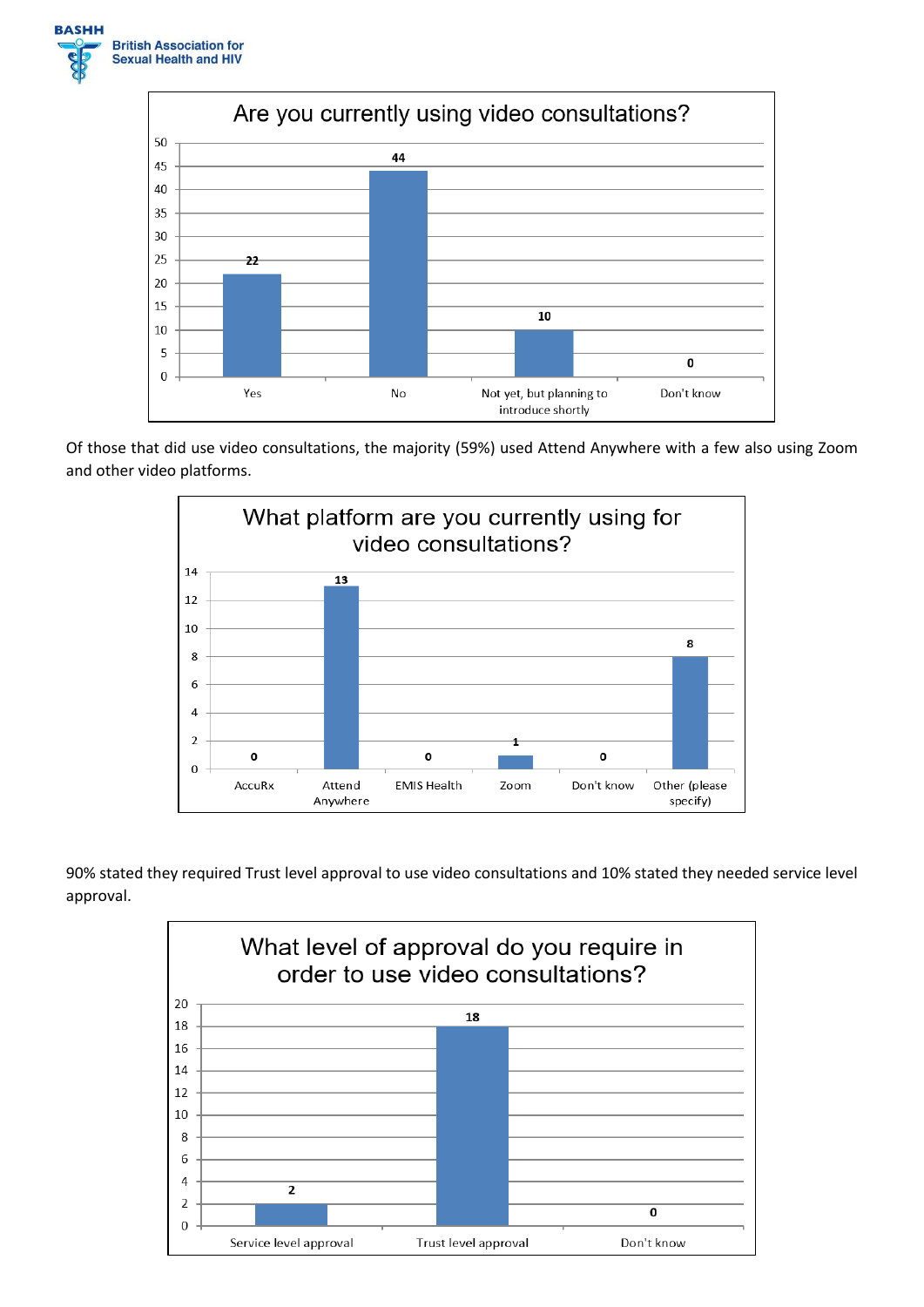**Are you currently using video consultations?**

| Response | Count |
|---|---|
| Yes | 22 |
| No | 44 |
| Not yet, but planning to introduce shortly | 10 |
| Don't know | 0 |

Of those that did use video consultations, the majority (59%) used Attend Anywhere with a few also using Zoom and other video platforms.

**What platform are you currently using for video consultations?**

| Platform | Count |
|---|---|
| AccuRx | 0 |
| Attend Anywhere | 13 |
| EMIS Health | 0 |
| Zoom | 1 |
| Don't know | 0 |
| Other (please specify) | 8 |

90% stated they required Trust level approval to use video consultations and 10% stated they needed service level approval.

**What level of approval do you require in order to use video consultations?**

| Level | Count |
|---|---|
| Service level approval | 2 |
| Trust level approval | 18 |
| Don't know | 0 |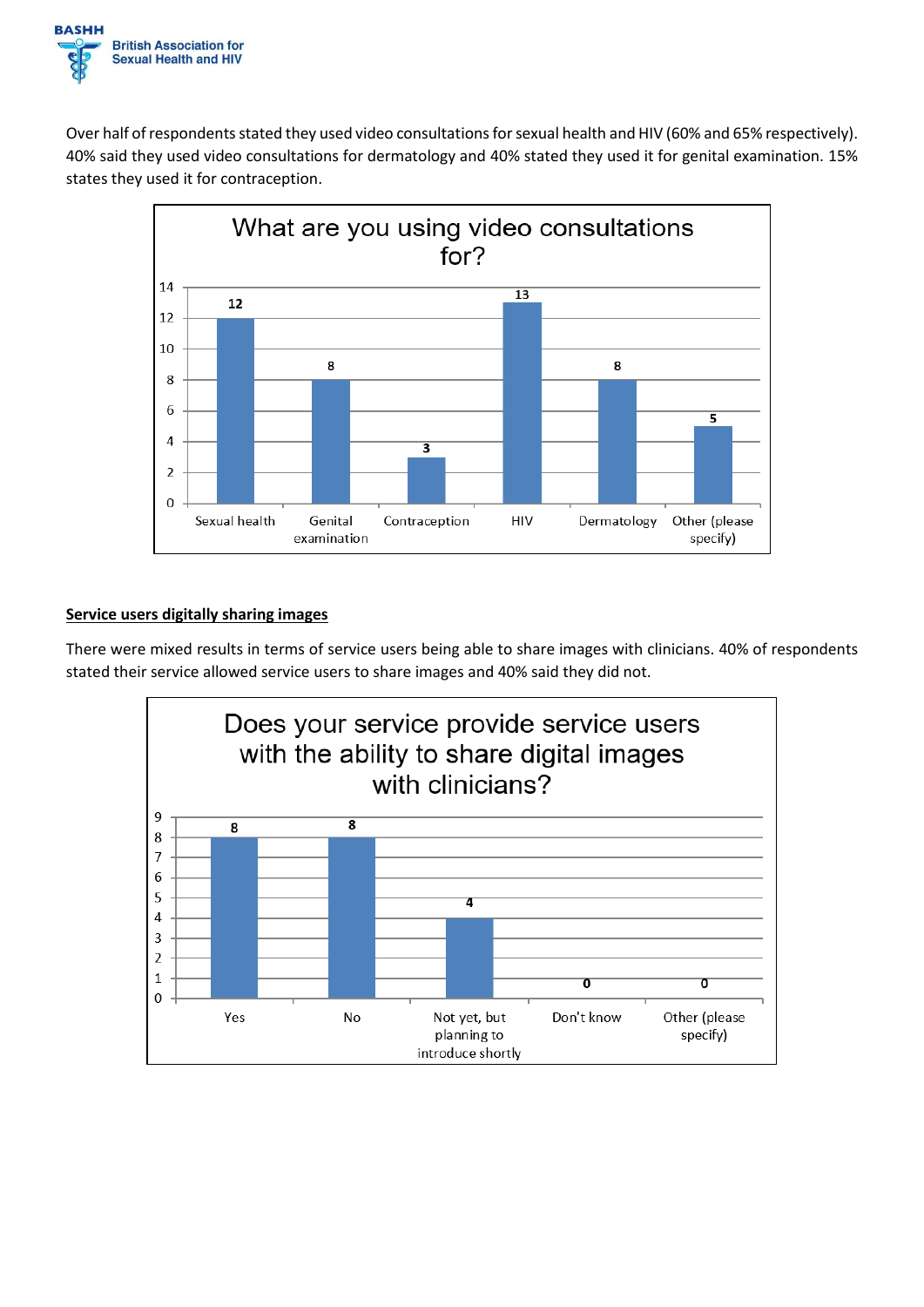Over half of respondents stated they used video consultations for sexual health and HIV (60% and 65% respectively). 40% said they used video consultations for dermatology and 40% stated they used it for genital examination. 15% states they used it for contraception.

**What are you using video consultations for?**

| Response | Count |
|---|---|
| Sexual health | 12 |
| Genital examination | 8 |
| Contraception | 3 |
| HIV | 13 |
| Dermatology | 8 |
| Other (please specify) | 5 |

**Service users digitally sharing images**

There were mixed results in terms of service users being able to share images with clinicians. 40% of respondents stated their service allowed service users to share images and 40% said they did not.

**Does your service provide service users with the ability to share digital images with clinicians?**

| Response | Count |
|---|---|
| Yes | 8 |
| No | 8 |
| Not yet, but planning to introduce shortly | 4 |
| Don't know | 0 |
| Other (please specify) | 0 |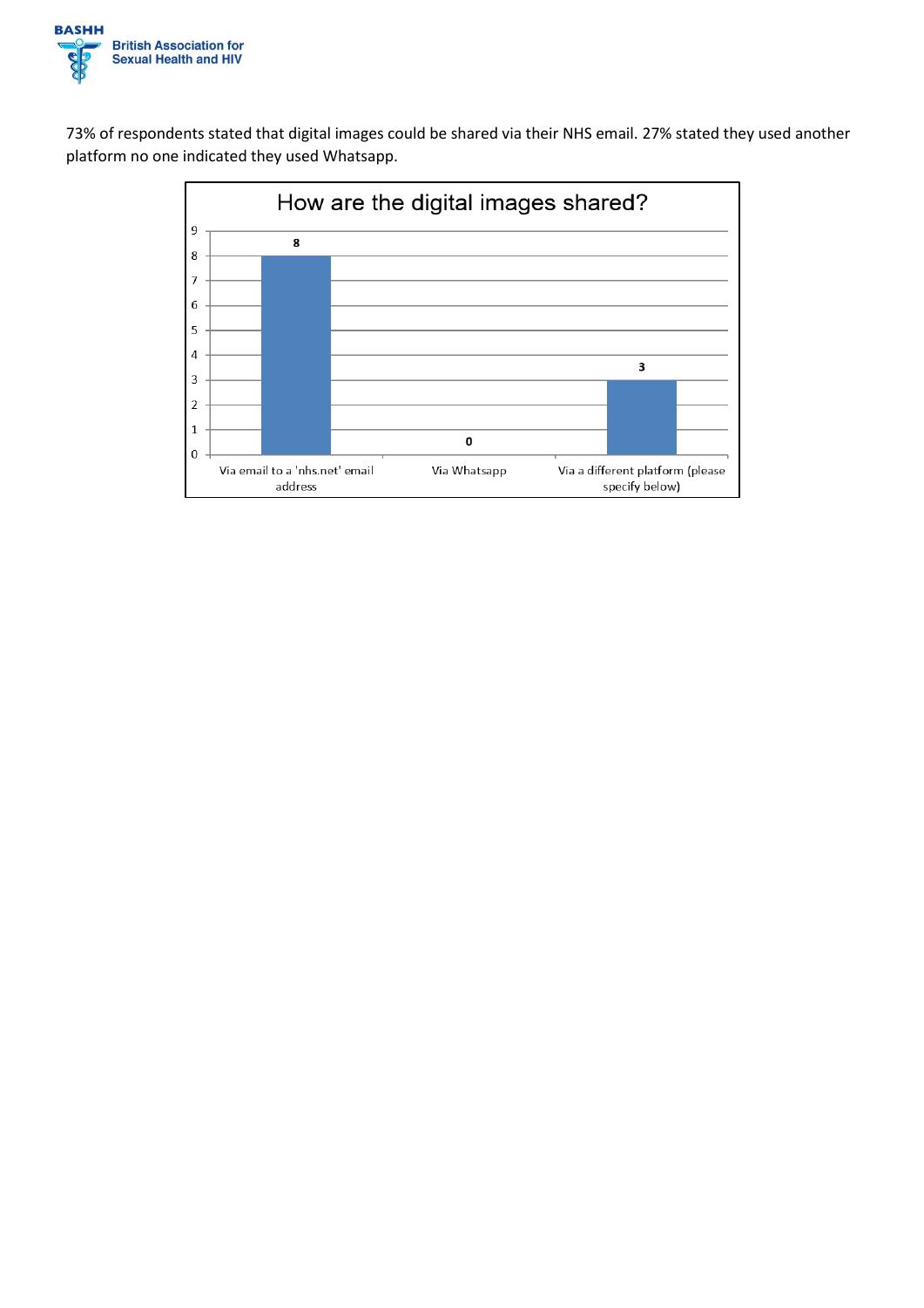73% of respondents stated that digital images could be shared via their NHS email. 27% stated they used another platform no one indicated they used Whatsapp.

**How are the digital images shared?**

| Response | Count |
|---|---|
| Via email to a 'nhs.net' email address | 8 |
| Via Whatsapp | 0 |
| Via a different platform (please specify below) | 3 |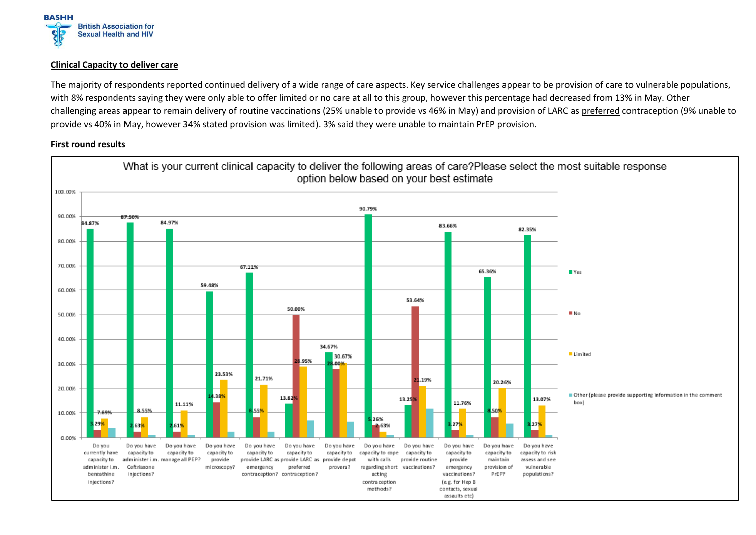## Clinical Capacity to deliver care

The majority of respondents reported continued delivery of a wide range of care aspects. Key service challenges appear to be provision of care to vulnerable populations, with 8% respondents saying they were only able to offer limited or no care at all to this group, however this percentage had decreased from 13% in May. Other challenging areas appear to remain delivery of routine vaccinations (25% unable to provide vs 46% in May) and provision of LARC as <u>preferred</u> contraception (9% unable to provide vs 40% in May, however 34% stated provision was limited). 3% said they were unable to maintain PrEP provision.

**First round results**

What is your current clinical capacity to deliver the following areas of care?Please select the most suitable response option below based on your best estimate

| Area of care | Yes | No | Limited |
|---|---|---|---|
| Do you currently have capacity to administer i.m. benzathine injections? | 84.87% | 3.29% | 7.89% |
| Do you have capacity to administer i.m. Ceftriaxone injections? | 87.50% | 2.63% | 8.55% |
| Do you have capacity to manage all PEP? | 84.97% | 2.61% | 11.11% |
| Do you have capacity to provide microscopy? | 59.48% | 14.38% | 23.53% |
| Do you have capacity to provide LARC as emergency contraception? | 67.11% | 8.55% | 21.71% |
| Do you have capacity to provide LARC as preferred contraception? | 13.82% | 50.00% | 28.95% |
| Do you have capacity to provide depot provera? | 34.67% | 28.00% | 30.67% |
| Do you have capacity to cope with calls regarding short acting contraception methods? | 90.79% | 5.26% | 2.63% |
| Do you have capacity to provide routine vaccinations? | 13.25% | 53.64% | 21.19% |
| Do you have capacity to provide emergency vaccinations? (e.g. for Hep B contacts, sexual assaults etc) | 83.66% | 3.27% | 11.76% |
| Do you have capacity to maintain provision of PrEP? | 65.36% | 8.50% | 20.26% |
| Do you have capacity to risk assess and see vulnerable populations? | 82.35% | 3.27% | 13.07% |

Legend: Yes; No; Limited; Other (please provide supporting information in the comment box)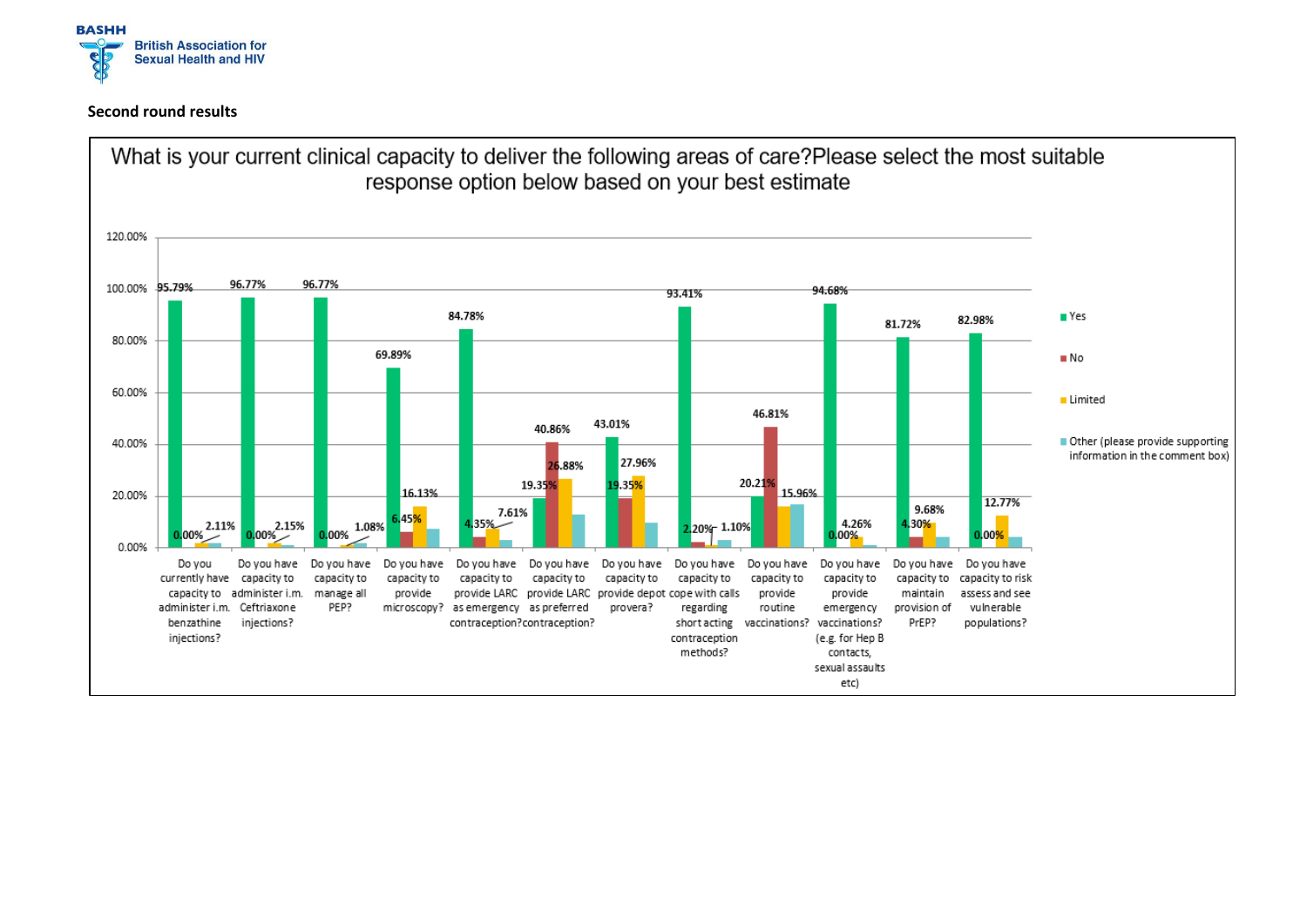**Second round results**

What is your current clinical capacity to deliver the following areas of care?Please select the most suitable response option below based on your best estimate

| Question | Yes | No | Limited | Other (please provide supporting information in the comment box) |
| --- | --- | --- | --- | --- |
| Do you currently have capacity to administer i.m. benzathine injections? | 95.79% | 0.00% | 2.11% | |
| Do you have capacity to administer i.m. Ceftriaxone injections? | 96.77% | 0.00% | 2.15% | |
| Do you have capacity to manage all PEP? | 96.77% | 0.00% | 1.08% | |
| Do you have capacity to provide microscopy? | 69.89% | 6.45% | 16.13% | |
| Do you have capacity to provide LARC as emergency contraception? | 84.78% | 4.35% | 7.61% | |
| Do you have capacity to provide LARC as preferred contraception? | 19.35% | 40.86% | 26.88% | |
| Do you have capacity to provide depot provera? | 43.01% | 19.35% | 27.96% | |
| Do you have capacity to cope with calls regarding short acting contraception methods? | 93.41% | 2.20% | 1.10% | |
| Do you have capacity to provide routine vaccinations? | 20.21% | 46.81% | 15.96% | |
| Do you have capacity to provide emergency vaccinations? (e.g. for Hep B contacts, sexual assaults etc) | 94.68% | 0.00% | 4.26% | |
| Do you have capacity to maintain provision of PrEP? | 81.72% | 4.30% | 9.68% | |
| Do you have capacity to risk assess and see vulnerable populations? | 82.98% | 0.00% | 12.77% | |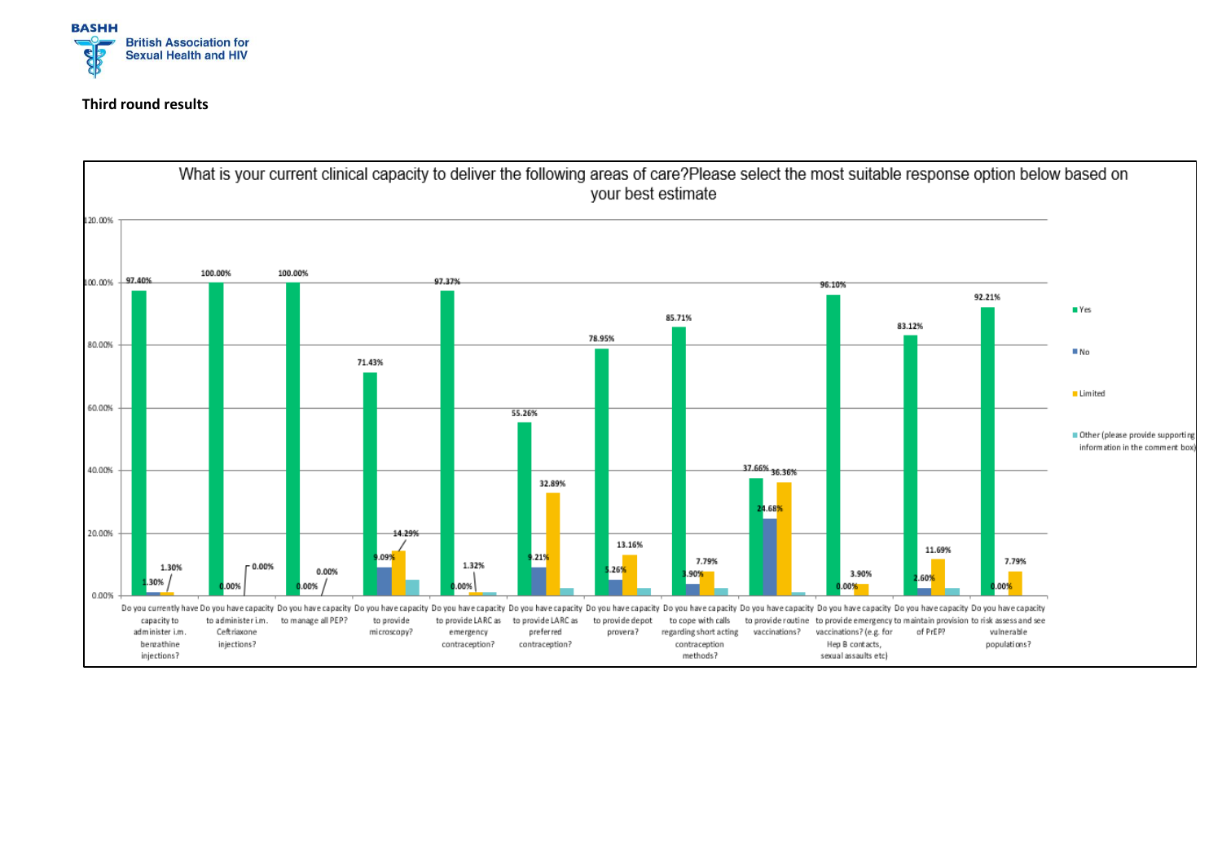BASHH British Association for Sexual Health and HIV

**Third round results**

What is your current clinical capacity to deliver the following areas of care?Please select the most suitable response option below based on your best estimate

120.00%
100.00%
80.00%
60.00%
40.00%
20.00%
0.00%

97.40%
1.30%
1.30%
100.00%
0.00%
0.00%
100.00%
0.00%
0.00%
71.43%
9.09%
14.29%
97.37%
0.00%
1.32%
55.26%
9.21%
32.89%
78.95%
5.26%
13.16%
85.71%
3.90%
7.79%
37.66%
24.68%
36.36%
96.10%
0.00%
3.90%
83.12%
2.60%
11.69%
92.21%
0.00%
7.79%

Do you currently have capacity to administer i.m. benzathine injections?
Do you have capacity to administer i.m. Ceftriaxone injections?
Do you have capacity to manage all PEP?
Do you have capacity to provide microscopy?
Do you have capacity to provide LARC as emergency contraception?
Do you have capacity to provide LARC as preferred contraception?
Do you have capacity to provide depot provera?
Do you have capacity to cope with calls regarding short acting contraception methods?
Do you have capacity to provide routine vaccinations?
Do you have capacity to provide emergency vaccinations? (e.g. for Hep B contacts, sexual assaults etc)
Do you have capacity to maintain provision of PrEP?
Do you have capacity to risk assess and see vulnerable populations?

Yes
No
Limited
Other (please provide supporting information in the comment box)